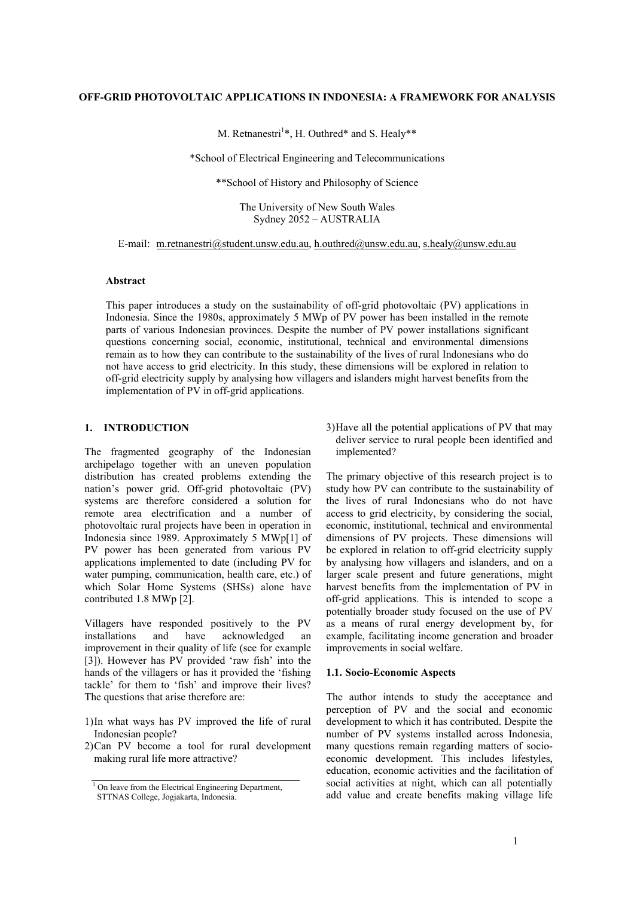# OFF-GRID PHOTOVOLTAIC APPLICATIONS IN INDONESIA: A FRAMEWORK FOR ANALYSIS

M. Retnanestri[1]*, H. Outhred* and S. Healy**

*School of Electrical Engineering and Telecommunications

**School of History and Philosophy of Science

The University of New South Wales
Sydney 2052 – AUSTRALIA

E-mail: m.retnanestri@student.unsw.edu.au, h.outhred@unsw.edu.au, s.healy@unsw.edu.au

### Abstract

This paper introduces a study on the sustainability of off-grid photovoltaic (PV) applications in Indonesia. Since the 1980s, approximately 5 MWp of PV power has been installed in the remote parts of various Indonesian provinces. Despite the number of PV power installations significant questions concerning social, economic, institutional, technical and environmental dimensions remain as to how they can contribute to the sustainability of the lives of rural Indonesians who do not have access to grid electricity. In this study, these dimensions will be explored in relation to off-grid electricity supply by analysing how villagers and islanders might harvest benefits from the implementation of PV in off-grid applications.

## 1. INTRODUCTION

The fragmented geography of the Indonesian archipelago together with an uneven population distribution has created problems extending the nation's power grid. Off-grid photovoltaic (PV) systems are therefore considered a solution for remote area electrification and a number of photovoltaic rural projects have been in operation in Indonesia since 1989. Approximately 5 MWp[1] of PV power has been generated from various PV applications implemented to date (including PV for water pumping, communication, health care, etc.) of which Solar Home Systems (SHSs) alone have contributed 1.8 MWp [2].

Villagers have responded positively to the PV installations and have acknowledged an improvement in their quality of life (see for example [3]). However has PV provided 'raw fish' into the hands of the villagers or has it provided the 'fishing tackle' for them to 'fish' and improve their lives? The questions that arise therefore are:

1) In what ways has PV improved the life of rural Indonesian people?
2) Can PV become a tool for rural development making rural life more attractive?
3) Have all the potential applications of PV that may deliver service to rural people been identified and implemented?

The primary objective of this research project is to study how PV can contribute to the sustainability of the lives of rural Indonesians who do not have access to grid electricity, by considering the social, economic, institutional, technical and environmental dimensions of PV projects. These dimensions will be explored in relation to off-grid electricity supply by analysing how villagers and islanders, and on a larger scale present and future generations, might harvest benefits from the implementation of PV in off-grid applications. This is intended to scope a potentially broader study focused on the use of PV as a means of rural energy development by, for example, facilitating income generation and broader improvements in social welfare.

### 1.1. Socio-Economic Aspects

The author intends to study the acceptance and perception of PV and the social and economic development to which it has contributed. Despite the number of PV systems installed across Indonesia, many questions remain regarding matters of socio-economic development. This includes lifestyles, education, economic activities and the facilitation of social activities at night, which can all potentially add value and create benefits making village life

[1] On leave from the Electrical Engineering Department, STTNAS College, Jogjakarta, Indonesia.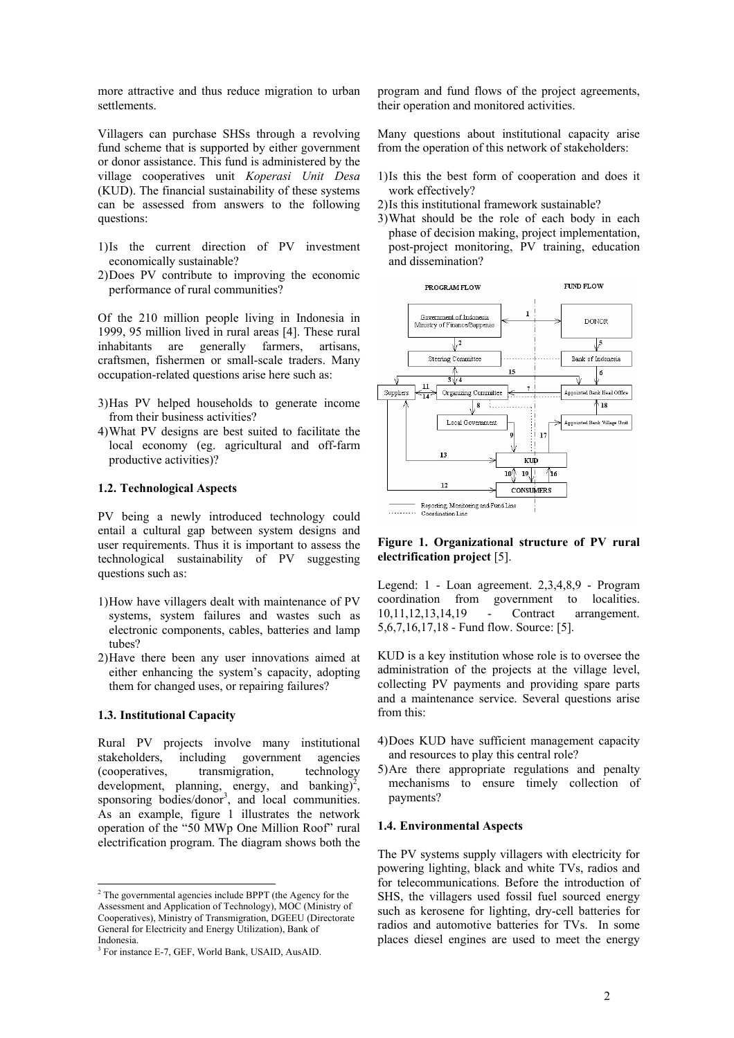more attractive and thus reduce migration to urban settlements.

Villagers can purchase SHSs through a revolving fund scheme that is supported by either government or donor assistance. This fund is administered by the village cooperatives unit *Koperasi Unit Desa* (KUD). The financial sustainability of these systems can be assessed from answers to the following questions:

1) Is the current direction of PV investment economically sustainable?
2) Does PV contribute to improving the economic performance of rural communities?

Of the 210 million people living in Indonesia in 1999, 95 million lived in rural areas [4]. These rural inhabitants are generally farmers, artisans, craftsmen, fishermen or small-scale traders. Many occupation-related questions arise here such as:

3) Has PV helped households to generate income from their business activities?
4) What PV designs are best suited to facilitate the local economy (eg. agricultural and off-farm productive activities)?

### 1.2. Technological Aspects

PV being a newly introduced technology could entail a cultural gap between system designs and user requirements. Thus it is important to assess the technological sustainability of PV suggesting questions such as:

1) How have villagers dealt with maintenance of PV systems, system failures and wastes such as electronic components, cables, batteries and lamp tubes?
2) Have there been any user innovations aimed at either enhancing the system's capacity, adopting them for changed uses, or repairing failures?

### 1.3. Institutional Capacity

Rural PV projects involve many institutional stakeholders, including government agencies (cooperatives, transmigration, technology development, planning, energy, and banking)[2], sponsoring bodies/donor[3], and local communities. As an example, figure 1 illustrates the network operation of the "50 MWp One Million Roof" rural electrification program. The diagram shows both the program and fund flows of the project agreements, their operation and monitored activities.

Many questions about institutional capacity arise from the operation of this network of stakeholders:

1) Is this the best form of cooperation and does it work effectively?
2) Is this institutional framework sustainable?
3) What should be the role of each body in each phase of decision making, project implementation, post-project monitoring, PV training, education and dissemination?

**Figure 1. Organizational structure of PV rural electrification project** [5].

Legend: 1 - Loan agreement. 2,3,4,8,9 - Program coordination from government to localities. 10,11,12,13,14,19 - Contract arrangement. 5,6,7,16,17,18 - Fund flow. Source: [5].

KUD is a key institution whose role is to oversee the administration of the projects at the village level, collecting PV payments and providing spare parts and a maintenance service. Several questions arise from this:

4) Does KUD have sufficient management capacity and resources to play this central role?
5) Are there appropriate regulations and penalty mechanisms to ensure timely collection of payments?

### 1.4. Environmental Aspects

The PV systems supply villagers with electricity for powering lighting, black and white TVs, radios and for telecommunications. Before the introduction of SHS, the villagers used fossil fuel sourced energy such as kerosene for lighting, dry-cell batteries for radios and automotive batteries for TVs. In some places diesel engines are used to meet the energy

---

[2] The governmental agencies include BPPT (the Agency for the Assessment and Application of Technology), MOC (Ministry of Cooperatives), Ministry of Transmigration, DGEEU (Directorate General for Electricity and Energy Utilization), Bank of Indonesia.

[3] For instance E-7, GEF, World Bank, USAID, AusAID.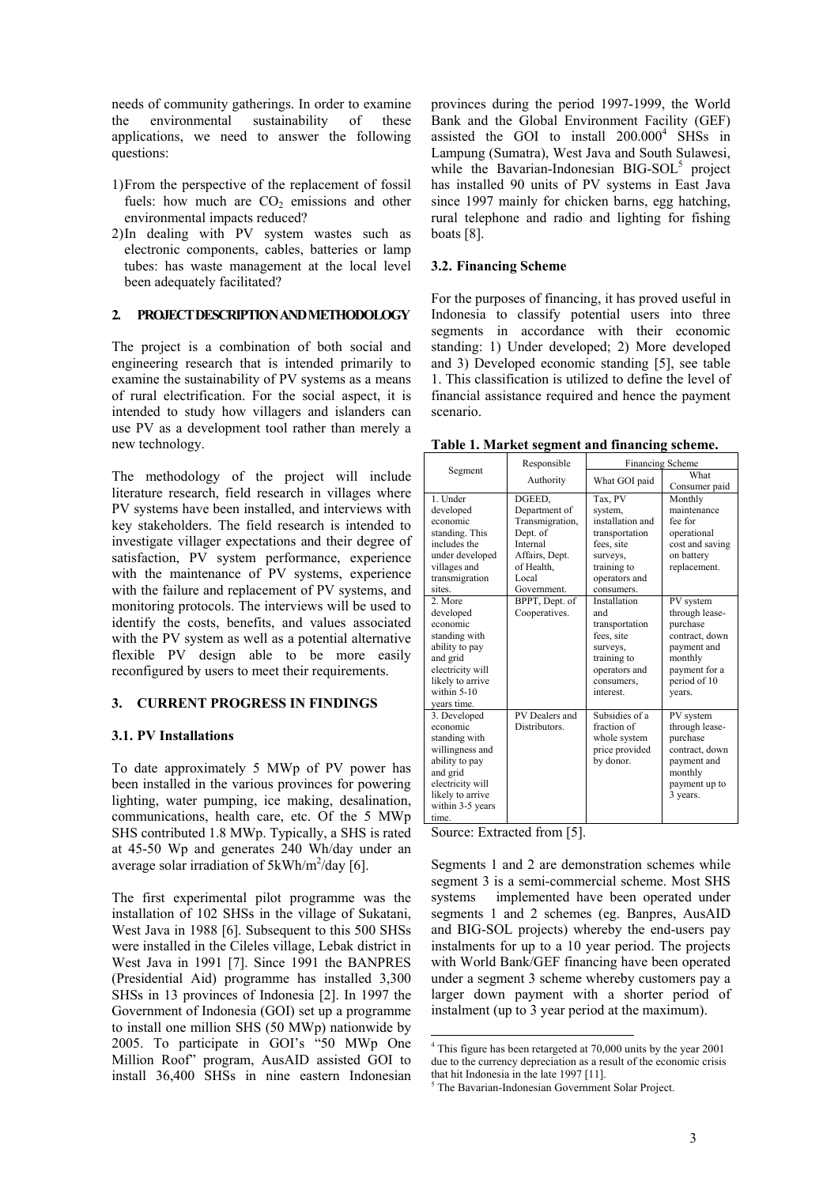needs of community gatherings. In order to examine the environmental sustainability of these applications, we need to answer the following questions:

1) From the perspective of the replacement of fossil fuels: how much are $CO_2$ emissions and other environmental impacts reduced?
2) In dealing with PV system wastes such as electronic components, cables, batteries or lamp tubes: has waste management at the local level been adequately facilitated?

## 2. PROJECT DESCRIPTION AND METHODOLOGY

The project is a combination of both social and engineering research that is intended primarily to examine the sustainability of PV systems as a means of rural electrification. For the social aspect, it is intended to study how villagers and islanders can use PV as a development tool rather than merely a new technology.

The methodology of the project will include literature research, field research in villages where PV systems have been installed, and interviews with key stakeholders. The field research is intended to investigate villager expectations and their degree of satisfaction, PV system performance, experience with the maintenance of PV systems, experience with the failure and replacement of PV systems, and monitoring protocols. The interviews will be used to identify the costs, benefits, and values associated with the PV system as well as a potential alternative flexible PV design able to be more easily reconfigured by users to meet their requirements.

## 3. CURRENT PROGRESS IN FINDINGS

### 3.1. PV Installations

To date approximately 5 MWp of PV power has been installed in the various provinces for powering lighting, water pumping, ice making, desalination, communications, health care, etc. Of the 5 MWp SHS contributed 1.8 MWp. Typically, a SHS is rated at 45-50 Wp and generates 240 Wh/day under an average solar irradiation of 5kWh/m$^2$/day [6].

The first experimental pilot programme was the installation of 102 SHSs in the village of Sukatani, West Java in 1988 [6]. Subsequent to this 500 SHSs were installed in the Cileles village, Lebak district in West Java in 1991 [7]. Since 1991 the BANPRES (Presidential Aid) programme has installed 3,300 SHSs in 13 provinces of Indonesia [2]. In 1997 the Government of Indonesia (GOI) set up a programme to install one million SHS (50 MWp) nationwide by 2005. To participate in GOI's "50 MWp One Million Roof" program, AusAID assisted GOI to install 36,400 SHSs in nine eastern Indonesian provinces during the period 1997-1999, the World Bank and the Global Environment Facility (GEF) assisted the GOI to install 200.000[4] SHSs in Lampung (Sumatra), West Java and South Sulawesi, while the Bavarian-Indonesian BIG-SOL[5] project has installed 90 units of PV systems in East Java since 1997 mainly for chicken barns, egg hatching, rural telephone and radio and lighting for fishing boats [8].

### 3.2. Financing Scheme

For the purposes of financing, it has proved useful in Indonesia to classify potential users into three segments in accordance with their economic standing: 1) Under developed; 2) More developed and 3) Developed economic standing [5], see table 1. This classification is utilized to define the level of financial assistance required and hence the payment scenario.

**Table 1. Market segment and financing scheme.**

| Segment | Responsible Authority | Financing Scheme | |
|---|---|---|---|
| | | What GOI paid | What Consumer paid |
| 1. Under developed economic standing. This includes the under developed villages and transmigration sites. | DGEED, Department of Transmigration, Dept. of Internal Affairs, Dept. of Health, Local Government. | Tax, PV system, installation and transportation fees, site surveys, training to operators and consumers. | Monthly maintenance fee for operational cost and saving on battery replacement. |
| 2. More developed economic standing with ability to pay and grid electricity will likely to arrive within 5-10 years time. | BPPT, Dept. of Cooperatives. | Installation and transportation fees, site surveys, training to operators and consumers, interest. | PV system through lease-purchase contract, down payment and monthly payment for a period of 10 years. |
| 3. Developed economic standing with willingness and ability to pay and grid electricity will likely to arrive within 3-5 years time. | PV Dealers and Distributors. | Subsidies of a fraction of whole system price provided by donor. | PV system through lease-purchase contract, down payment and monthly payment up to 3 years. |

Source: Extracted from [5].

Segments 1 and 2 are demonstration schemes while segment 3 is a semi-commercial scheme. Most SHS systems implemented have been operated under segments 1 and 2 schemes (eg. Banpres, AusAID and BIG-SOL projects) whereby the end-users pay instalments for up to a 10 year period. The projects with World Bank/GEF financing have been operated under a segment 3 scheme whereby customers pay a larger down payment with a shorter period of instalment (up to 3 year period at the maximum).

[4] This figure has been retargeted at 70,000 units by the year 2001 due to the currency depreciation as a result of the economic crisis that hit Indonesia in the late 1997 [11].

[5] The Bavarian-Indonesian Government Solar Project.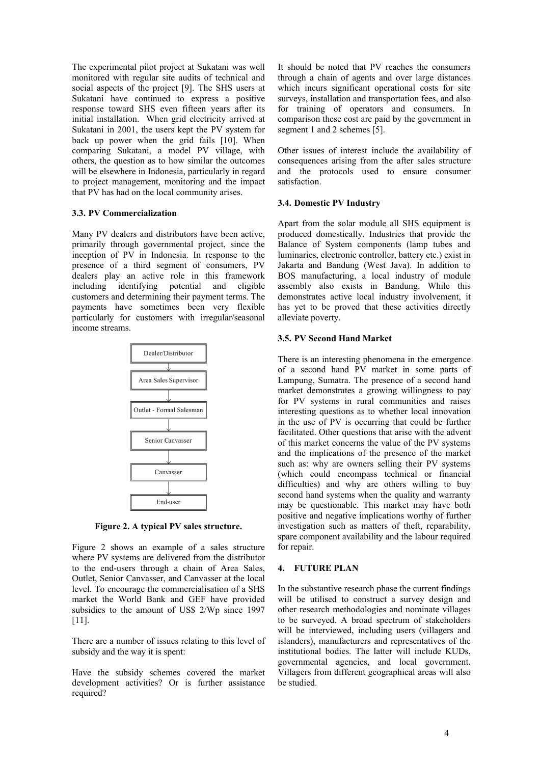The experimental pilot project at Sukatani was well monitored with regular site audits of technical and social aspects of the project [9]. The SHS users at Sukatani have continued to express a positive response toward SHS even fifteen years after its initial installation. When grid electricity arrived at Sukatani in 2001, the users kept the PV system for back up power when the grid fails [10]. When comparing Sukatani, a model PV village, with others, the question as to how similar the outcomes will be elsewhere in Indonesia, particularly in regard to project management, monitoring and the impact that PV has had on the local community arises.

### 3.3. PV Commercialization

Many PV dealers and distributors have been active, primarily through governmental project, since the inception of PV in Indonesia. In response to the presence of a third segment of consumers, PV dealers play an active role in this framework including identifying potential and eligible customers and determining their payment terms. The payments have sometimes been very flexible particularly for customers with irregular/seasonal income streams.

Dealer/Distributor → Area Sales Supervisor → Outlet - Formal Salesman → Senior Canvasser → Canvasser → End-user

**Figure 2. A typical PV sales structure.**

Figure 2 shows an example of a sales structure where PV systems are delivered from the distributor to the end-users through a chain of Area Sales, Outlet, Senior Canvasser, and Canvasser at the local level. To encourage the commercialisation of a SHS market the World Bank and GEF have provided subsidies to the amount of US$ 2/Wp since 1997 [11].

There are a number of issues relating to this level of subsidy and the way it is spent:

Have the subsidy schemes covered the market development activities? Or is further assistance required?

It should be noted that PV reaches the consumers through a chain of agents and over large distances which incurs significant operational costs for site surveys, installation and transportation fees, and also for training of operators and consumers. In comparison these cost are paid by the government in segment 1 and 2 schemes [5].

Other issues of interest include the availability of consequences arising from the after sales structure and the protocols used to ensure consumer satisfaction.

### 3.4. Domestic PV Industry

Apart from the solar module all SHS equipment is produced domestically. Industries that provide the Balance of System components (lamp tubes and luminaries, electronic controller, battery etc.) exist in Jakarta and Bandung (West Java). In addition to BOS manufacturing, a local industry of module assembly also exists in Bandung. While this demonstrates active local industry involvement, it has yet to be proved that these activities directly alleviate poverty.

### 3.5. PV Second Hand Market

There is an interesting phenomena in the emergence of a second hand PV market in some parts of Lampung, Sumatra. The presence of a second hand market demonstrates a growing willingness to pay for PV systems in rural communities and raises interesting questions as to whether local innovation in the use of PV is occurring that could be further facilitated. Other questions that arise with the advent of this market concerns the value of the PV systems and the implications of the presence of the market such as: why are owners selling their PV systems (which could encompass technical or financial difficulties) and why are others willing to buy second hand systems when the quality and warranty may be questionable. This market may have both positive and negative implications worthy of further investigation such as matters of theft, reparability, spare component availability and the labour required for repair.

## 4. FUTURE PLAN

In the substantive research phase the current findings will be utilised to construct a survey design and other research methodologies and nominate villages to be surveyed. A broad spectrum of stakeholders will be interviewed, including users (villagers and islanders), manufacturers and representatives of the institutional bodies. The latter will include KUDs, governmental agencies, and local government. Villagers from different geographical areas will also be studied.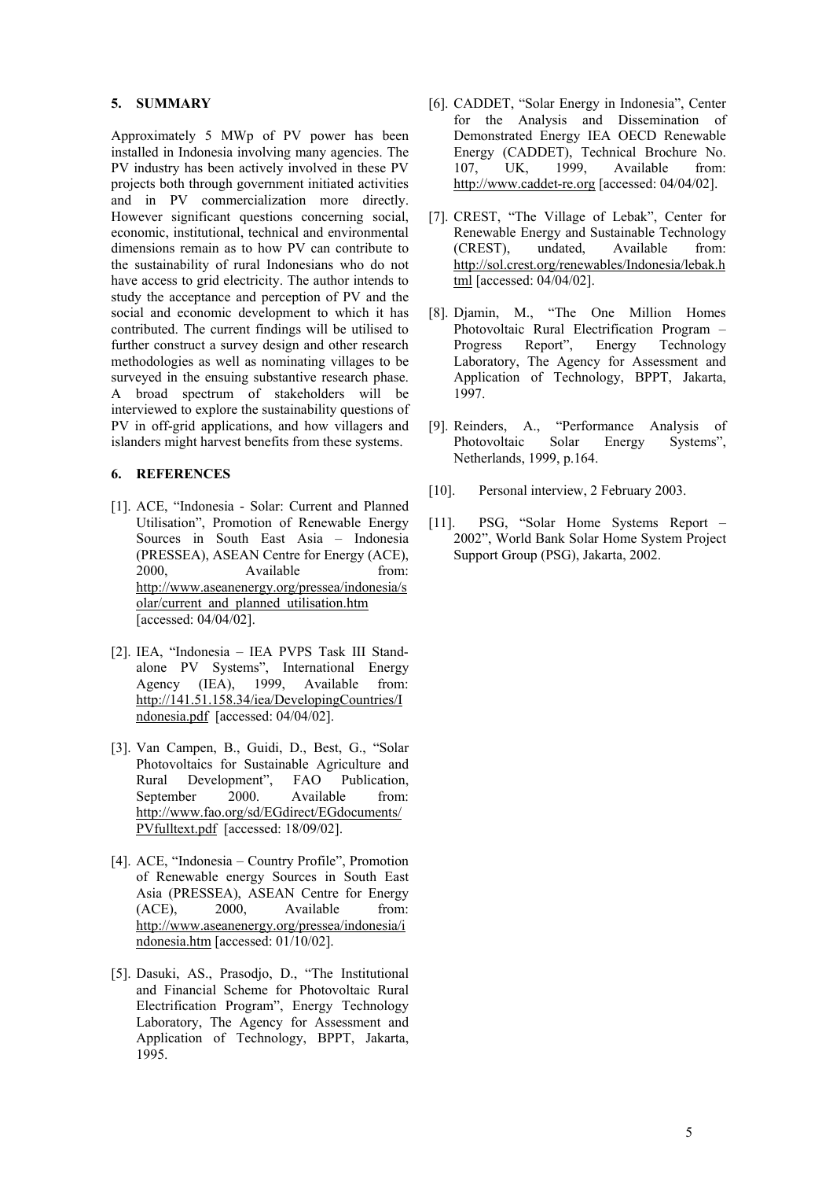## 5. SUMMARY

Approximately 5 MWp of PV power has been installed in Indonesia involving many agencies. The PV industry has been actively involved in these PV projects both through government initiated activities and in PV commercialization more directly. However significant questions concerning social, economic, institutional, technical and environmental dimensions remain as to how PV can contribute to the sustainability of rural Indonesians who do not have access to grid electricity. The author intends to study the acceptance and perception of PV and the social and economic development to which it has contributed. The current findings will be utilised to further construct a survey design and other research methodologies as well as nominating villages to be surveyed in the ensuing substantive research phase. A broad spectrum of stakeholders will be interviewed to explore the sustainability questions of PV in off-grid applications, and how villagers and islanders might harvest benefits from these systems.

## 6. REFERENCES

[1]. ACE, "Indonesia - Solar: Current and Planned Utilisation", Promotion of Renewable Energy Sources in South East Asia – Indonesia (PRESSEA), ASEAN Centre for Energy (ACE), 2000, Available from: http://www.aseanenergy.org/pressea/indonesia/solar/current_and_planned_utilisation.htm [accessed: 04/04/02].

[2]. IEA, "Indonesia – IEA PVPS Task III Stand-alone PV Systems", International Energy Agency (IEA), 1999, Available from: http://141.51.158.34/iea/DevelopingCountries/Indonesia.pdf [accessed: 04/04/02].

[3]. Van Campen, B., Guidi, D., Best, G., "Solar Photovoltaics for Sustainable Agriculture and Rural Development", FAO Publication, September 2000. Available from: http://www.fao.org/sd/EGdirect/EGdocuments/PVfulltext.pdf [accessed: 18/09/02].

[4]. ACE, "Indonesia – Country Profile", Promotion of Renewable energy Sources in South East Asia (PRESSEA), ASEAN Centre for Energy (ACE), 2000, Available from: http://www.aseanenergy.org/pressea/indonesia/indonesia.htm [accessed: 01/10/02].

[5]. Dasuki, AS., Prasodjo, D., "The Institutional and Financial Scheme for Photovoltaic Rural Electrification Program", Energy Technology Laboratory, The Agency for Assessment and Application of Technology, BPPT, Jakarta, 1995.

[6]. CADDET, "Solar Energy in Indonesia", Center for the Analysis and Dissemination of Demonstrated Energy IEA OECD Renewable Energy (CADDET), Technical Brochure No. 107, UK, 1999, Available from: http://www.caddet-re.org [accessed: 04/04/02].

[7]. CREST, "The Village of Lebak", Center for Renewable Energy and Sustainable Technology (CREST), undated, Available from: http://sol.crest.org/renewables/Indonesia/lebak.html [accessed: 04/04/02].

[8]. Djamin, M., "The One Million Homes Photovoltaic Rural Electrification Program – Progress Report", Energy Technology Laboratory, The Agency for Assessment and Application of Technology, BPPT, Jakarta, 1997.

[9]. Reinders, A., "Performance Analysis of Photovoltaic Solar Energy Systems", Netherlands, 1999, p.164.

[10]. Personal interview, 2 February 2003.

[11]. PSG, "Solar Home Systems Report – 2002", World Bank Solar Home System Project Support Group (PSG), Jakarta, 2002.